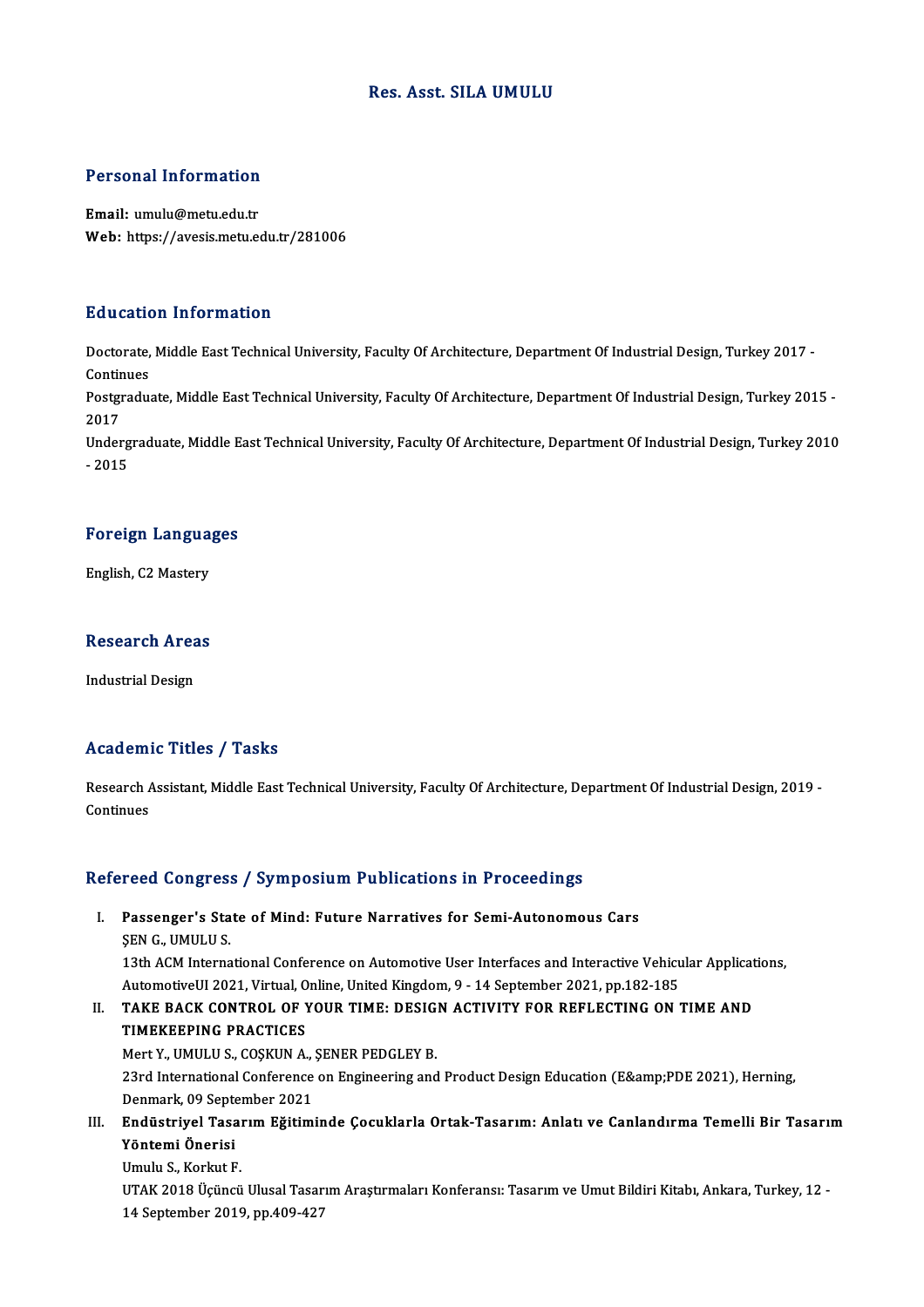# Res. Asst. SILA UMULU

## Personal Information

**Email:** umulu@metu.edu.tr
**Web:** https://avesis.metu.edu.tr/281006

## Education Information

Doctorate, Middle East Technical University, Faculty Of Architecture, Department Of Industrial Design, Turkey 2017 - Continues

Postgraduate, Middle East Technical University, Faculty Of Architecture, Department Of Industrial Design, Turkey 2015 - 2017

Undergraduate, Middle East Technical University, Faculty Of Architecture, Department Of Industrial Design, Turkey 2010 - 2015

## Foreign Languages

English, C2 Mastery

## Research Areas

Industrial Design

## Academic Titles / Tasks

Research Assistant, Middle East Technical University, Faculty Of Architecture, Department Of Industrial Design, 2019 - Continues

## Refereed Congress / Symposium Publications in Proceedings

I. **Passenger's State of Mind: Future Narratives for Semi-Autonomous Cars**
   ŞEN G., UMULU S.
   13th ACM International Conference on Automotive User Interfaces and Interactive Vehicular Applications, AutomotiveUI 2021, Virtual, Online, United Kingdom, 9 - 14 September 2021, pp.182-185

II. **TAKE BACK CONTROL OF YOUR TIME: DESIGN ACTIVITY FOR REFLECTING ON TIME AND TIMEKEEPING PRACTICES**
   Mert Y., UMULU S., COŞKUN A., ŞENER PEDGLEY B.
   23rd International Conference on Engineering and Product Design Education (E&amp;PDE 2021), Herning, Denmark, 09 September 2021

III. **Endüstriyel Tasarım Eğitiminde Çocuklarla Ortak-Tasarım: Anlatı ve Canlandırma Temelli Bir Tasarım Yöntemi Önerisi**
   Umulu S., Korkut F.
   UTAK 2018 Üçüncü Ulusal Tasarım Araştırmaları Konferansı: Tasarım ve Umut Bildiri Kitabı, Ankara, Turkey, 12 - 14 September 2019, pp.409-427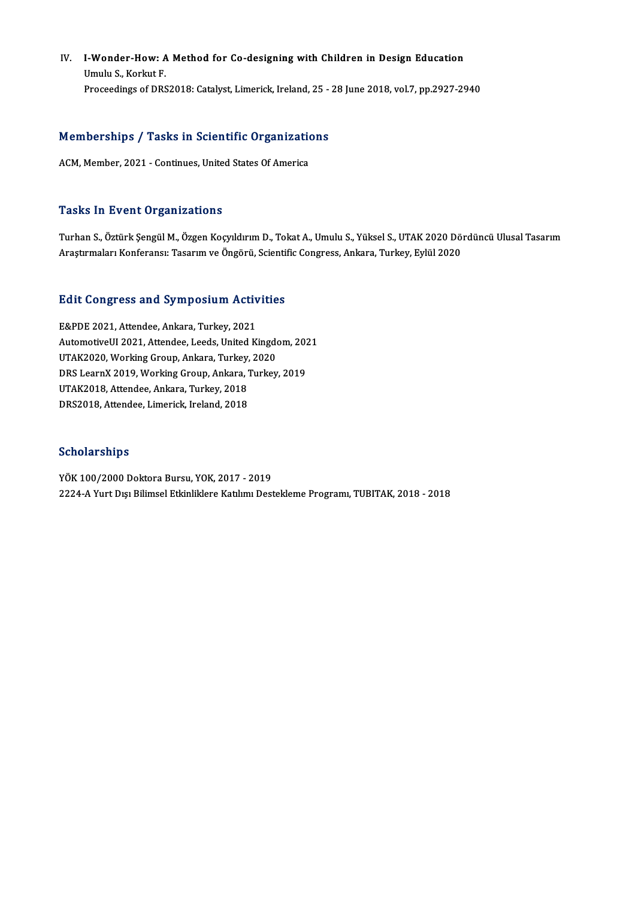IV. **I-Wonder-How: A Method for Co-designing with Children in Design Education**
Umulu S., Korkut F.
Proceedings of DRS2018: Catalyst, Limerick, Ireland, 25 - 28 June 2018, vol.7, pp.2927-2940

## Memberships / Tasks in Scientific Organizations

ACM, Member, 2021 - Continues, United States Of America

## Tasks In Event Organizations

Turhan S., Öztürk Şengül M., Özgen Koçyıldırım D., Tokat A., Umulu S., Yüksel S., UTAK 2020 Dördüncü Ulusal Tasarım Araştırmaları Konferansı: Tasarım ve Öngörü, Scientific Congress, Ankara, Turkey, Eylül 2020

## Edit Congress and Symposium Activities

E&PDE 2021, Attendee, Ankara, Turkey, 2021
AutomotiveUI 2021, Attendee, Leeds, United Kingdom, 2021
UTAK2020, Working Group, Ankara, Turkey, 2020
DRS LearnX 2019, Working Group, Ankara, Turkey, 2019
UTAK2018, Attendee, Ankara, Turkey, 2018
DRS2018, Attendee, Limerick, Ireland, 2018

## Scholarships

YÖK 100/2000 Doktora Bursu, YOK, 2017 - 2019
2224-A Yurt Dışı Bilimsel Etkinliklere Katılımı Destekleme Programı, TUBITAK, 2018 - 2018